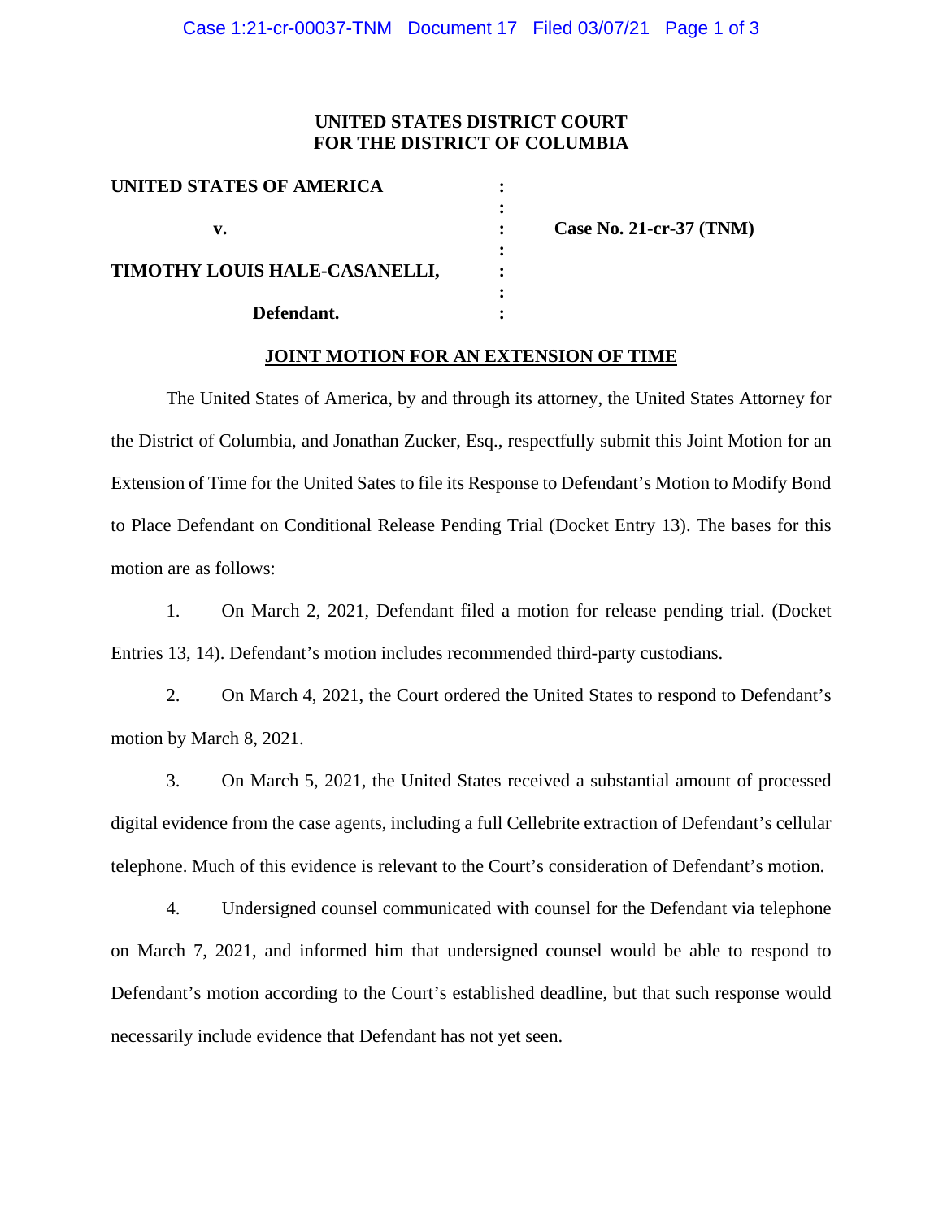**UNITED STATES DISTRICT COURT**
**FOR THE DISTRICT OF COLUMBIA**

| | | |
|---|---|---|
| **UNITED STATES OF AMERICA** | : | |
| | : | |
| **v.** | : | **Case No. 21-cr-37 (TNM)** |
| | : | |
| **TIMOTHY LOUIS HALE-CASANELLI,** | : | |
| | : | |
| **Defendant.** | : | |

**JOINT MOTION FOR AN EXTENSION OF TIME**

The United States of America, by and through its attorney, the United States Attorney for the District of Columbia, and Jonathan Zucker, Esq., respectfully submit this Joint Motion for an Extension of Time for the United Sates to file its Response to Defendant's Motion to Modify Bond to Place Defendant on Conditional Release Pending Trial (Docket Entry 13). The bases for this motion are as follows:

1. On March 2, 2021, Defendant filed a motion for release pending trial. (Docket Entries 13, 14). Defendant's motion includes recommended third-party custodians.

2. On March 4, 2021, the Court ordered the United States to respond to Defendant's motion by March 8, 2021.

3. On March 5, 2021, the United States received a substantial amount of processed digital evidence from the case agents, including a full Cellebrite extraction of Defendant's cellular telephone. Much of this evidence is relevant to the Court's consideration of Defendant's motion.

4. Undersigned counsel communicated with counsel for the Defendant via telephone on March 7, 2021, and informed him that undersigned counsel would be able to respond to Defendant's motion according to the Court's established deadline, but that such response would necessarily include evidence that Defendant has not yet seen.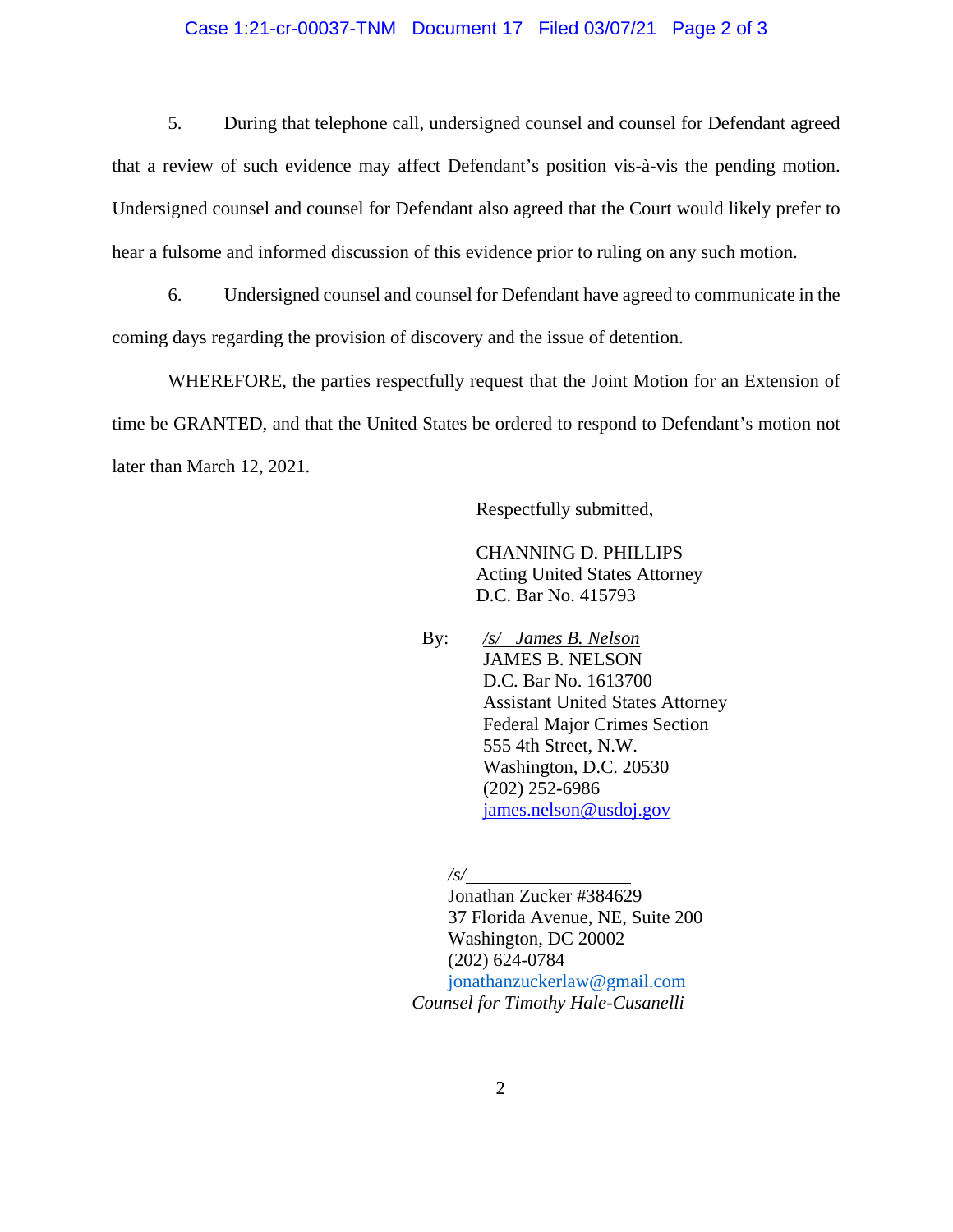5. During that telephone call, undersigned counsel and counsel for Defendant agreed that a review of such evidence may affect Defendant's position vis-à-vis the pending motion. Undersigned counsel and counsel for Defendant also agreed that the Court would likely prefer to hear a fulsome and informed discussion of this evidence prior to ruling on any such motion.

6. Undersigned counsel and counsel for Defendant have agreed to communicate in the coming days regarding the provision of discovery and the issue of detention.

WHEREFORE, the parties respectfully request that the Joint Motion for an Extension of time be GRANTED, and that the United States be ordered to respond to Defendant's motion not later than March 12, 2021.

Respectfully submitted,

CHANNING D. PHILLIPS
Acting United States Attorney
D.C. Bar No. 415793

By: *[/s/ James B. Nelson]*
JAMES B. NELSON
D.C. Bar No. 1613700
Assistant United States Attorney
Federal Major Crimes Section
555 4th Street, N.W.
Washington, D.C. 20530
(202) 252-6986
james.nelson@usdoj.gov

*/s/*\_\_\_\_\_\_\_\_\_\_\_\_\_\_\_\_\_
Jonathan Zucker #384629
37 Florida Avenue, NE, Suite 200
Washington, DC 20002
(202) 624-0784
jonathanzuckerlaw@gmail.com
*Counsel for Timothy Hale-Cusanelli*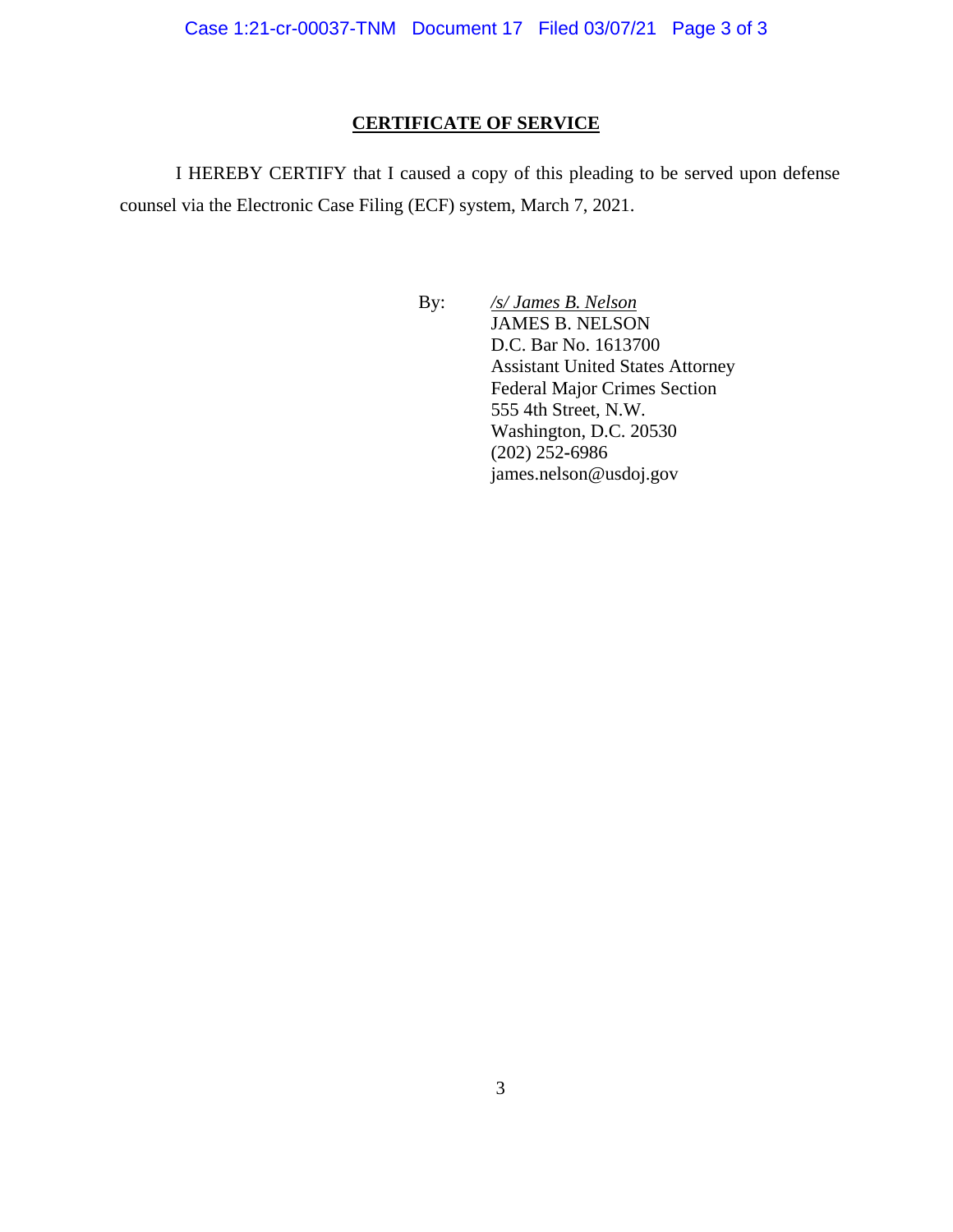## CERTIFICATE OF SERVICE

I HEREBY CERTIFY that I caused a copy of this pleading to be served upon defense counsel via the Electronic Case Filing (ECF) system, March 7, 2021.

By: *<u>/s/ James B. Nelson</u>*
JAMES B. NELSON
D.C. Bar No. 1613700
Assistant United States Attorney
Federal Major Crimes Section
555 4th Street, N.W.
Washington, D.C. 20530
(202) 252-6986
james.nelson@usdoj.gov